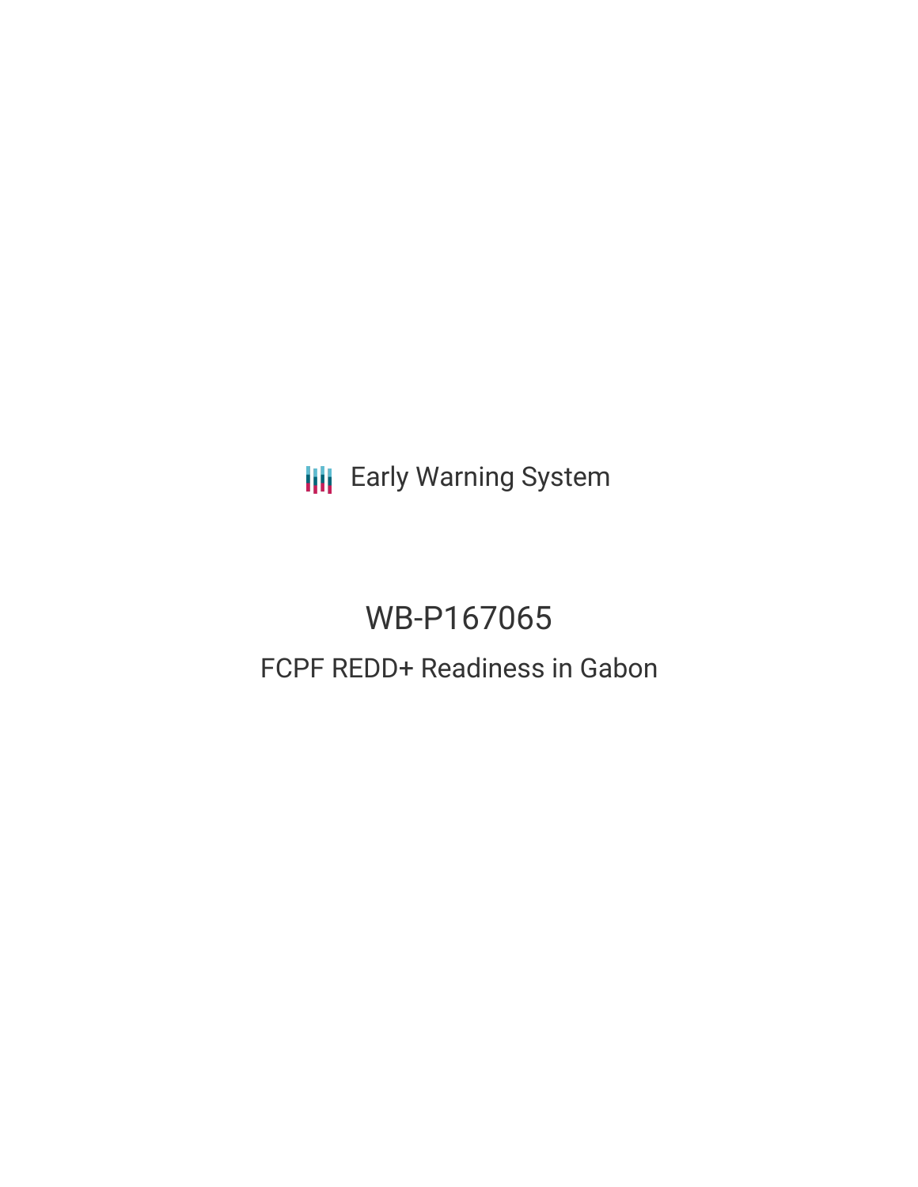Early Warning System

# WB-P167065

## FCPF REDD+ Readiness in Gabon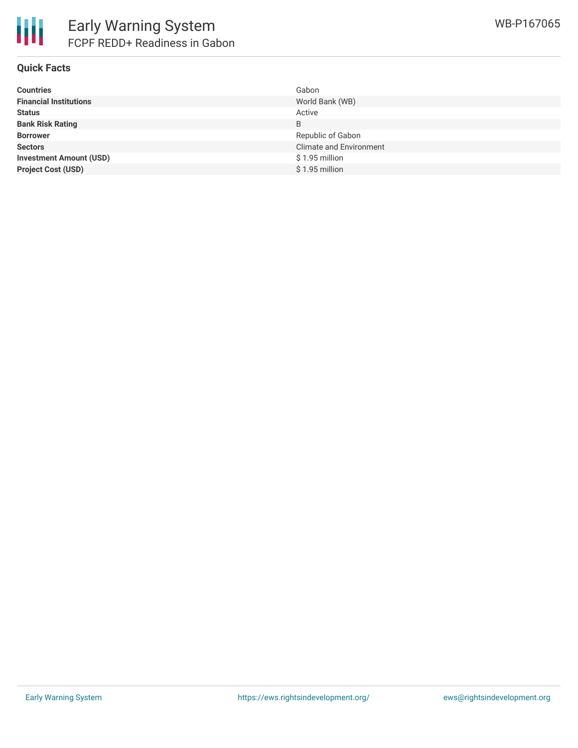## Quick Facts

| | |
|---|---|
| **Countries** | Gabon |
| **Financial Institutions** | World Bank (WB) |
| **Status** | Active |
| **Bank Risk Rating** | B |
| **Borrower** | Republic of Gabon |
| **Sectors** | Climate and Environment |
| **Investment Amount (USD)** | $ 1.95 million |
| **Project Cost (USD)** | $ 1.95 million |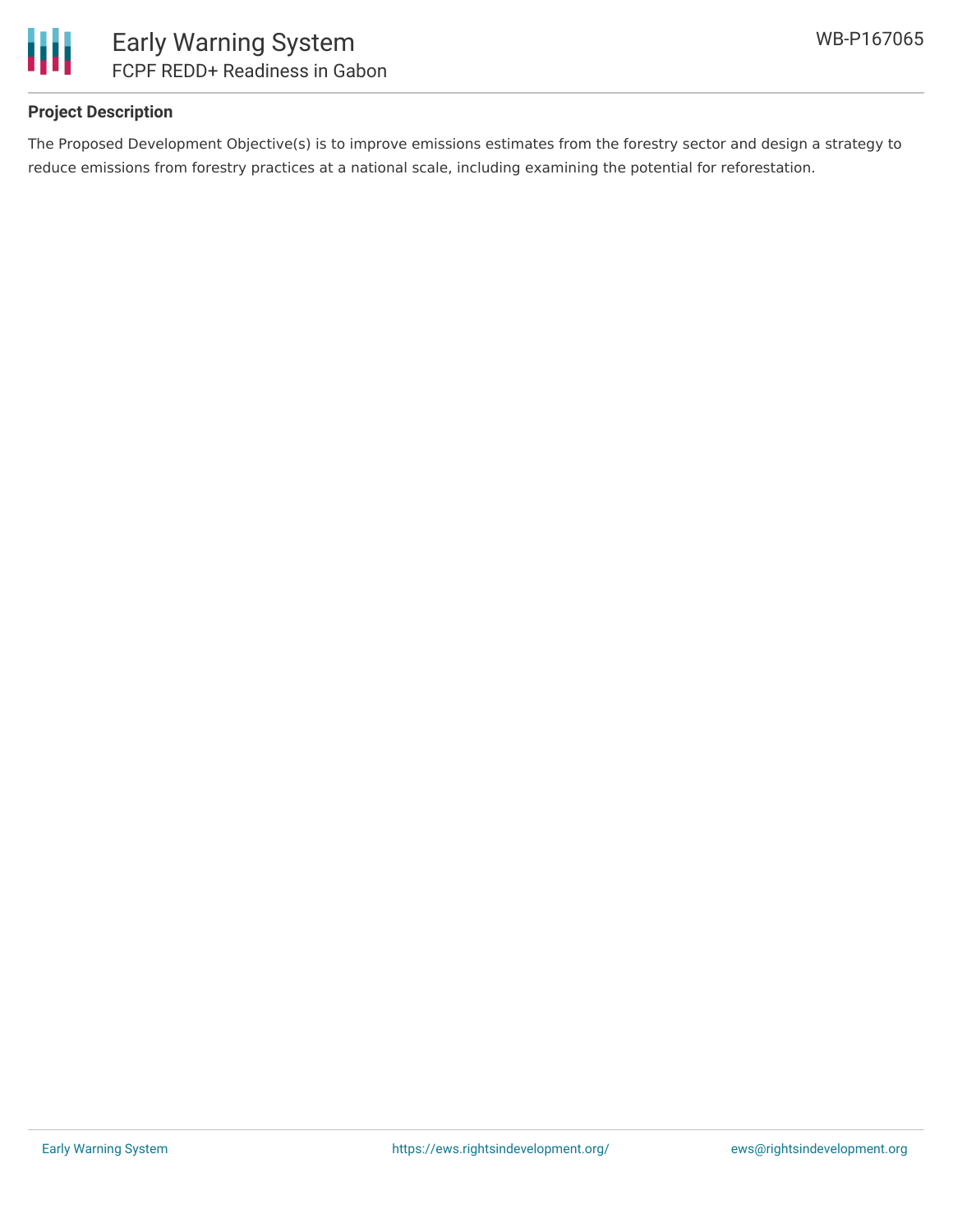## Project Description

The Proposed Development Objective(s) is to improve emissions estimates from the forestry sector and design a strategy to reduce emissions from forestry practices at a national scale, including examining the potential for reforestation.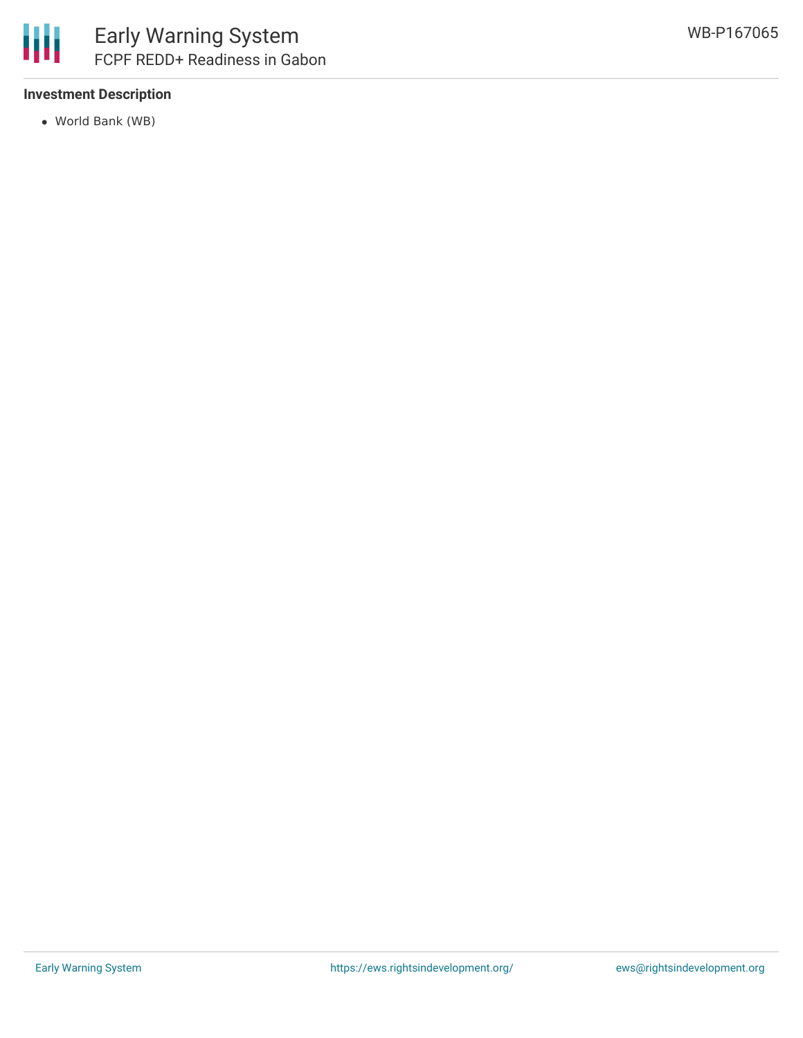### Investment Description

- World Bank (WB)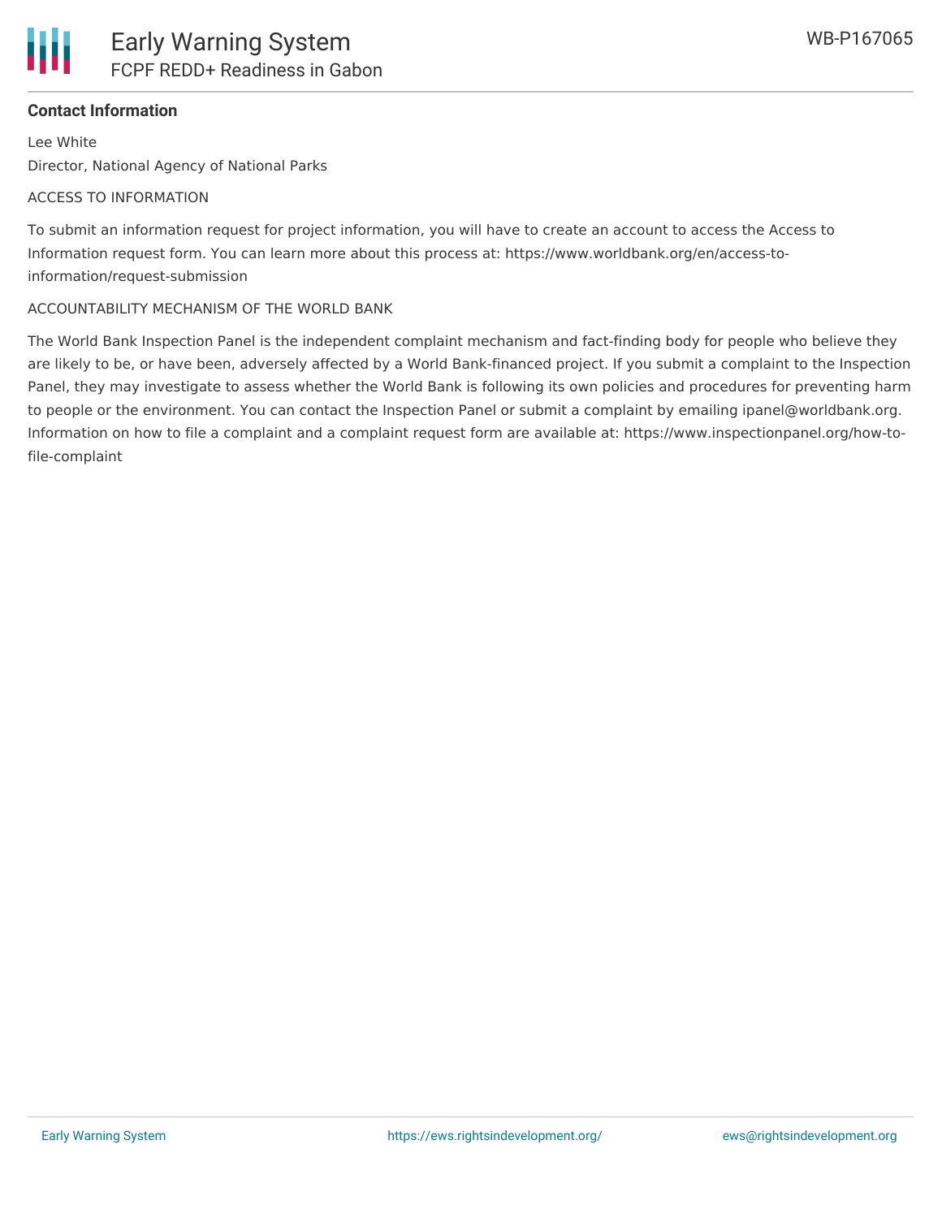**Contact Information**

Lee White

Director, National Agency of National Parks

ACCESS TO INFORMATION

To submit an information request for project information, you will have to create an account to access the Access to Information request form. You can learn more about this process at: https://www.worldbank.org/en/access-to-information/request-submission

ACCOUNTABILITY MECHANISM OF THE WORLD BANK

The World Bank Inspection Panel is the independent complaint mechanism and fact-finding body for people who believe they are likely to be, or have been, adversely affected by a World Bank-financed project. If you submit a complaint to the Inspection Panel, they may investigate to assess whether the World Bank is following its own policies and procedures for preventing harm to people or the environment. You can contact the Inspection Panel or submit a complaint by emailing ipanel@worldbank.org. Information on how to file a complaint and a complaint request form are available at: https://www.inspectionpanel.org/how-to-file-complaint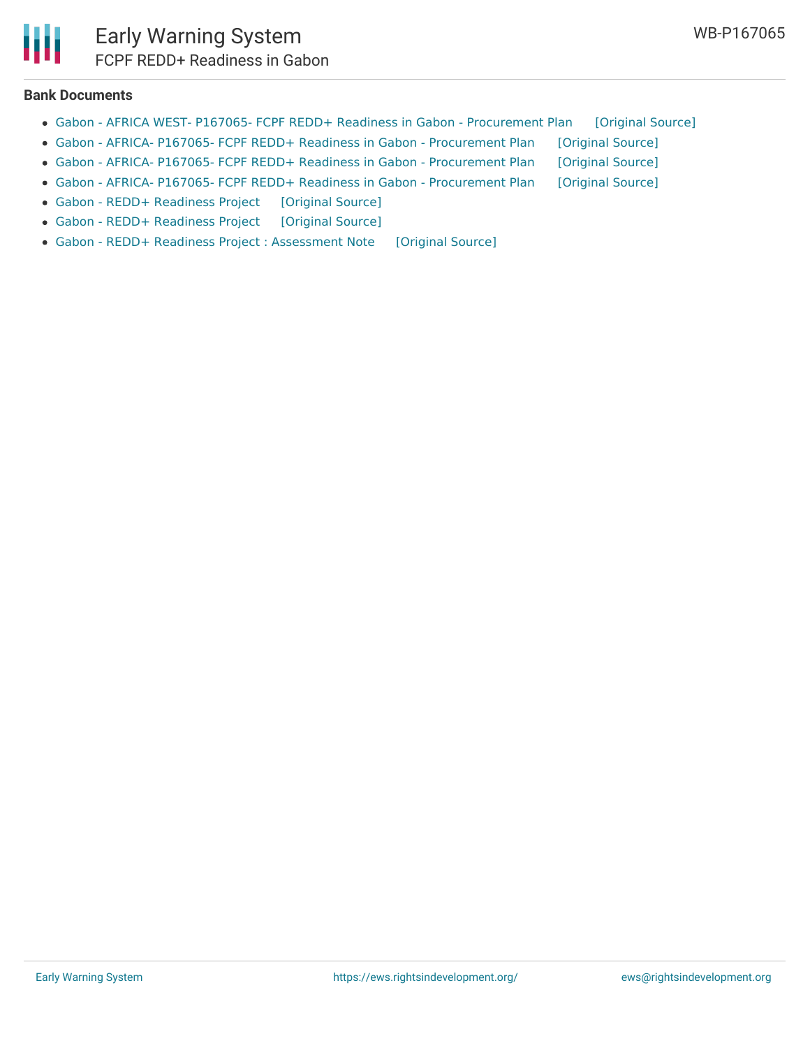**Bank Documents**

- Gabon - AFRICA WEST- P167065- FCPF REDD+ Readiness in Gabon - Procurement Plan [Original Source]
- Gabon - AFRICA- P167065- FCPF REDD+ Readiness in Gabon - Procurement Plan [Original Source]
- Gabon - AFRICA- P167065- FCPF REDD+ Readiness in Gabon - Procurement Plan [Original Source]
- Gabon - AFRICA- P167065- FCPF REDD+ Readiness in Gabon - Procurement Plan [Original Source]
- Gabon - REDD+ Readiness Project [Original Source]
- Gabon - REDD+ Readiness Project [Original Source]
- Gabon - REDD+ Readiness Project : Assessment Note [Original Source]